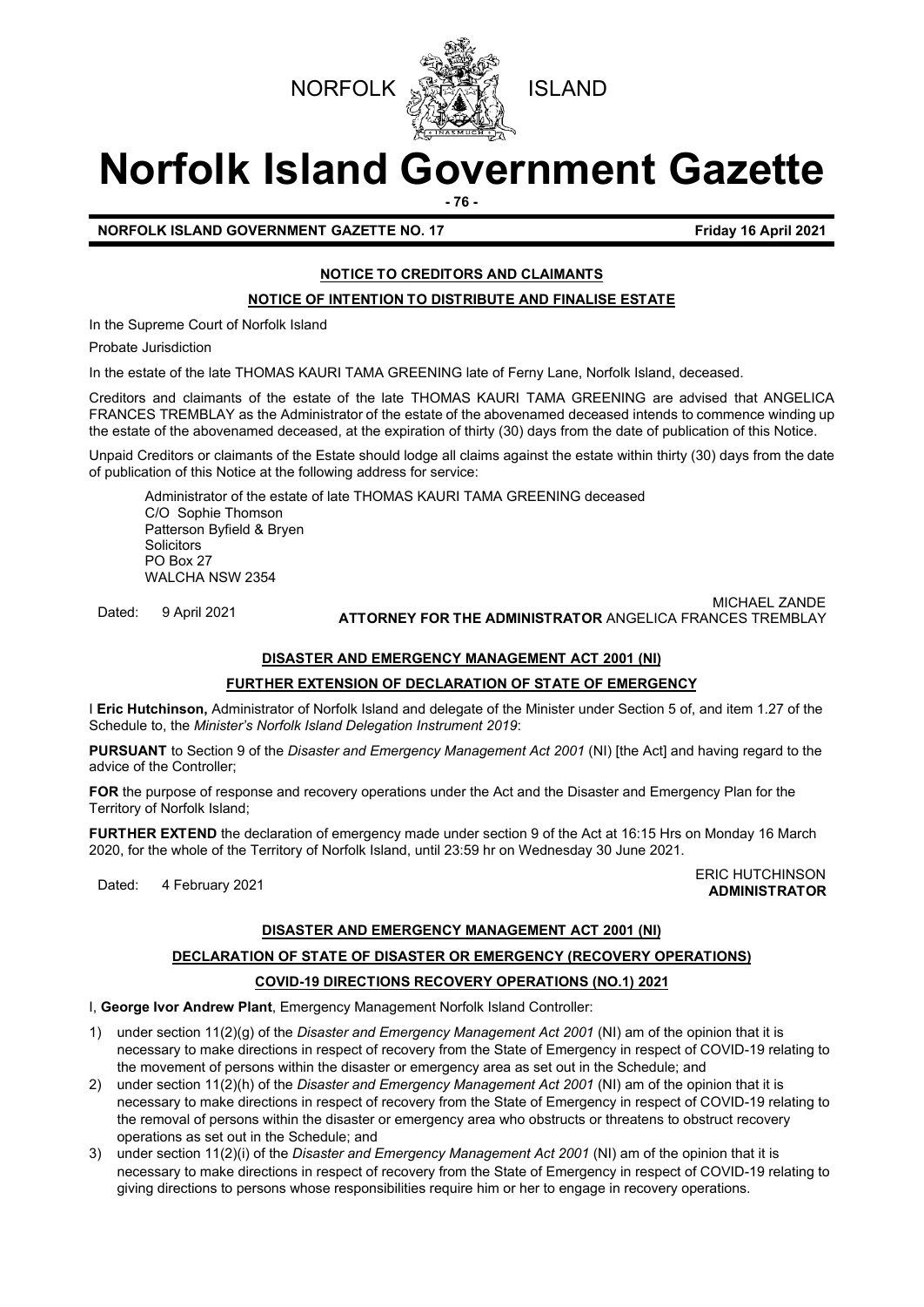NORFOLK ISLAND

# Norfolk Island Government Gazette

**NORFOLK ISLAND GOVERNMENT GAZETTE NO. 17** **Friday 16 April 2021**

## NOTICE TO CREDITORS AND CLAIMANTS

### NOTICE OF INTENTION TO DISTRIBUTE AND FINALISE ESTATE

In the Supreme Court of Norfolk Island

Probate Jurisdiction

In the estate of the late THOMAS KAURI TAMA GREENING late of Ferny Lane, Norfolk Island, deceased.

Creditors and claimants of the estate of the late THOMAS KAURI TAMA GREENING are advised that ANGELICA FRANCES TREMBLAY as the Administrator of the estate of the abovenamed deceased intends to commence winding up the estate of the abovenamed deceased, at the expiration of thirty (30) days from the date of publication of this Notice.

Unpaid Creditors or claimants of the Estate should lodge all claims against the estate within thirty (30) days from the date of publication of this Notice at the following address for service:

Administrator of the estate of late THOMAS KAURI TAMA GREENING deceased
C/O Sophie Thomson
Patterson Byfield & Bryen
Solicitors
PO Box 27
WALCHA NSW 2354

Dated: 9 April 2021

MICHAEL ZANDE
**ATTORNEY FOR THE ADMINISTRATOR** ANGELICA FRANCES TREMBLAY

## DISASTER AND EMERGENCY MANAGEMENT ACT 2001 (NI)

### FURTHER EXTENSION OF DECLARATION OF STATE OF EMERGENCY

I **Eric Hutchinson,** Administrator of Norfolk Island and delegate of the Minister under Section 5 of, and item 1.27 of the Schedule to, the *Minister's Norfolk Island Delegation Instrument 2019*:

**PURSUANT** to Section 9 of the *Disaster and Emergency Management Act 2001* (NI) [the Act] and having regard to the advice of the Controller;

**FOR** the purpose of response and recovery operations under the Act and the Disaster and Emergency Plan for the Territory of Norfolk Island;

**FURTHER EXTEND** the declaration of emergency made under section 9 of the Act at 16:15 Hrs on Monday 16 March 2020, for the whole of the Territory of Norfolk Island, until 23:59 hr on Wednesday 30 June 2021.

Dated: 4 February 2021

ERIC HUTCHINSON
**ADMINISTRATOR**

## DISASTER AND EMERGENCY MANAGEMENT ACT 2001 (NI)

### DECLARATION OF STATE OF DISASTER OR EMERGENCY (RECOVERY OPERATIONS)

### COVID-19 DIRECTIONS RECOVERY OPERATIONS (NO.1) 2021

I, **George Ivor Andrew Plant**, Emergency Management Norfolk Island Controller:

1) under section 11(2)(g) of the *Disaster and Emergency Management Act 2001* (NI) am of the opinion that it is necessary to make directions in respect of recovery from the State of Emergency in respect of COVID-19 relating to the movement of persons within the disaster or emergency area as set out in the Schedule; and
2) under section 11(2)(h) of the *Disaster and Emergency Management Act 2001* (NI) am of the opinion that it is necessary to make directions in respect of recovery from the State of Emergency in respect of COVID-19 relating to the removal of persons within the disaster or emergency area who obstructs or threatens to obstruct recovery operations as set out in the Schedule; and
3) under section 11(2)(i) of the *Disaster and Emergency Management Act 2001* (NI) am of the opinion that it is necessary to make directions in respect of recovery from the State of Emergency in respect of COVID-19 relating to giving directions to persons whose responsibilities require him or her to engage in recovery operations.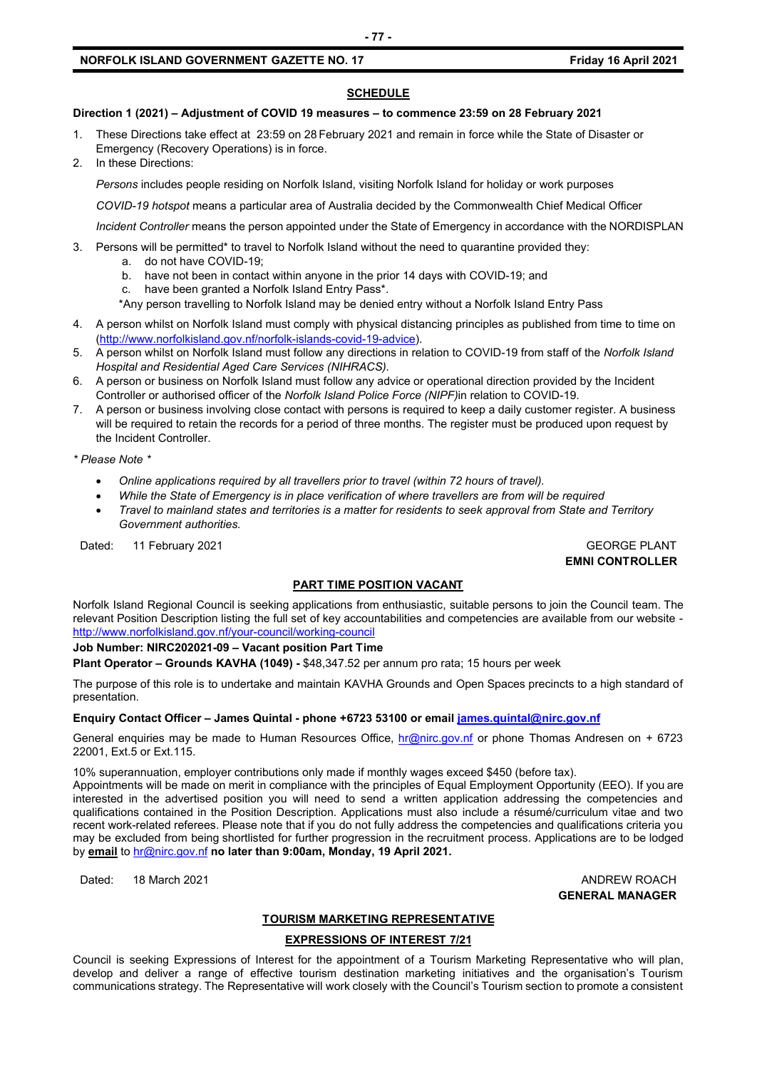## SCHEDULE

**Direction 1 (2021) – Adjustment of COVID 19 measures – to commence 23:59 on 28 February 2021**

1. These Directions take effect at 23:59 on 28 February 2021 and remain in force while the State of Disaster or Emergency (Recovery Operations) is in force.
2. In these Directions:

   *Persons* includes people residing on Norfolk Island, visiting Norfolk Island for holiday or work purposes

   *COVID-19 hotspot* means a particular area of Australia decided by the Commonwealth Chief Medical Officer

   *Incident Controller* means the person appointed under the State of Emergency in accordance with the NORDISPLAN

3. Persons will be permitted* to travel to Norfolk Island without the need to quarantine provided they:
   a. do not have COVID-19;
   b. have not been in contact within anyone in the prior 14 days with COVID-19; and
   c. have been granted a Norfolk Island Entry Pass*.

   *Any person travelling to Norfolk Island may be denied entry without a Norfolk Island Entry Pass

4. A person whilst on Norfolk Island must comply with physical distancing principles as published from time to time on (http://www.norfolkisland.gov.nf/norfolk-islands-covid-19-advice).
5. A person whilst on Norfolk Island must follow any directions in relation to COVID-19 from staff of the *Norfolk Island Hospital and Residential Aged Care Services (NIHRACS).*
6. A person or business on Norfolk Island must follow any advice or operational direction provided by the Incident Controller or authorised officer of the *Norfolk Island Police Force (NIPF)*in relation to COVID-19.
7. A person or business involving close contact with persons is required to keep a daily customer register. A business will be required to retain the records for a period of three months. The register must be produced upon request by the Incident Controller.

*\* Please Note \**

- *Online applications required by all travellers prior to travel (within 72 hours of travel).*
- *While the State of Emergency is in place verification of where travellers are from will be required*
- *Travel to mainland states and territories is a matter for residents to seek approval from State and Territory Government authorities.*

Dated: 11 February 2021

GEORGE PLANT
**EMNI CONTROLLER**

## PART TIME POSITION VACANT

Norfolk Island Regional Council is seeking applications from enthusiastic, suitable persons to join the Council team. The relevant Position Description listing the full set of key accountabilities and competencies are available from our website - http://www.norfolkisland.gov.nf/your-council/working-council

**Job Number: NIRC202021-09 – Vacant position Part Time**

**Plant Operator – Grounds KAVHA (1049) -** $48,347.52 per annum pro rata; 15 hours per week

The purpose of this role is to undertake and maintain KAVHA Grounds and Open Spaces precincts to a high standard of presentation.

**Enquiry Contact Officer – James Quintal - phone +6723 53100 or email james.quintal@nirc.gov.nf**

General enquiries may be made to Human Resources Office, hr@nirc.gov.nf or phone Thomas Andresen on + 6723 22001, Ext.5 or Ext.115.

10% superannuation, employer contributions only made if monthly wages exceed $450 (before tax).
Appointments will be made on merit in compliance with the principles of Equal Employment Opportunity (EEO). If you are interested in the advertised position you will need to send a written application addressing the competencies and qualifications contained in the Position Description. Applications must also include a résumé/curriculum vitae and two recent work-related referees. Please note that if you do not fully address the competencies and qualifications criteria you may be excluded from being shortlisted for further progression in the recruitment process. Applications are to be lodged by **email** to hr@nirc.gov.nf **no later than 9:00am, Monday, 19 April 2021.**

Dated: 18 March 2021

ANDREW ROACH
**GENERAL MANAGER**

## TOURISM MARKETING REPRESENTATIVE

## EXPRESSIONS OF INTEREST 7/21

Council is seeking Expressions of Interest for the appointment of a Tourism Marketing Representative who will plan, develop and deliver a range of effective tourism destination marketing initiatives and the organisation's Tourism communications strategy. The Representative will work closely with the Council's Tourism section to promote a consistent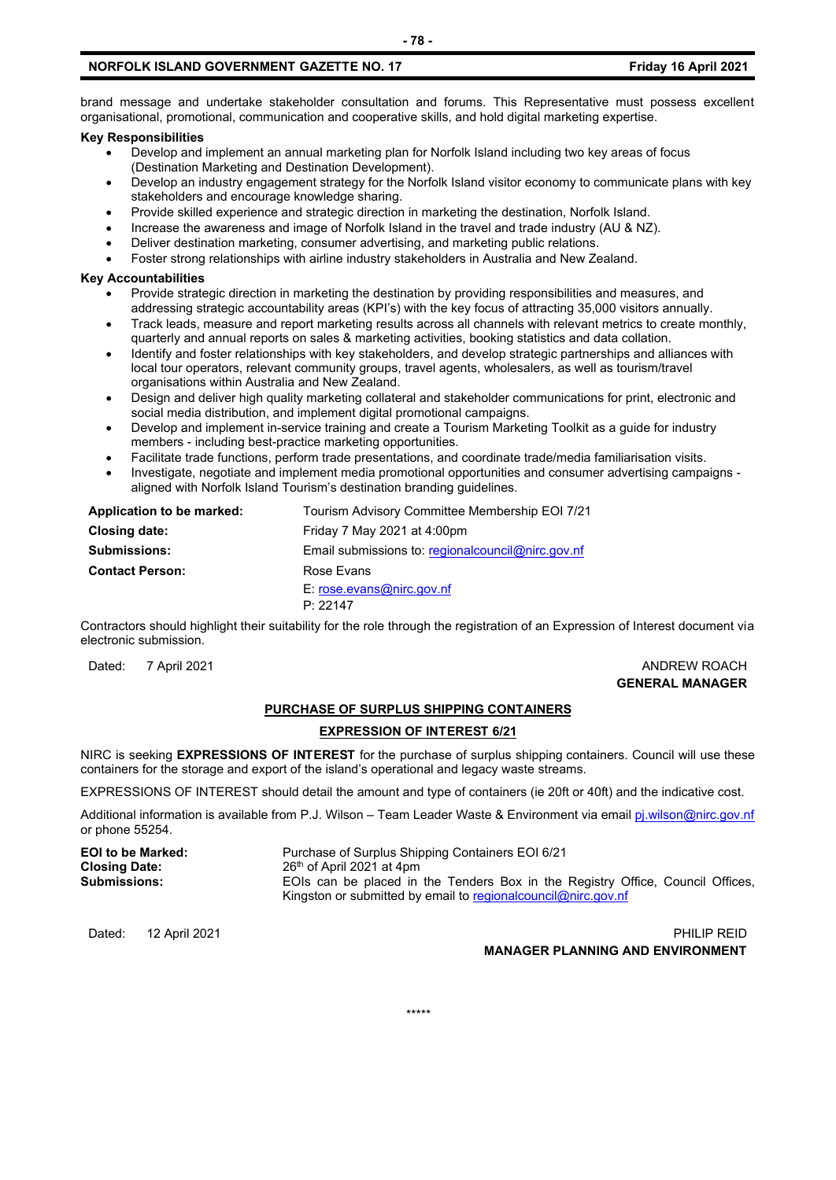brand message and undertake stakeholder consultation and forums. This Representative must possess excellent organisational, promotional, communication and cooperative skills, and hold digital marketing expertise.

**Key Responsibilities**

- Develop and implement an annual marketing plan for Norfolk Island including two key areas of focus (Destination Marketing and Destination Development).
- Develop an industry engagement strategy for the Norfolk Island visitor economy to communicate plans with key stakeholders and encourage knowledge sharing.
- Provide skilled experience and strategic direction in marketing the destination, Norfolk Island.
- Increase the awareness and image of Norfolk Island in the travel and trade industry (AU & NZ).
- Deliver destination marketing, consumer advertising, and marketing public relations.
- Foster strong relationships with airline industry stakeholders in Australia and New Zealand.

**Key Accountabilities**

- Provide strategic direction in marketing the destination by providing responsibilities and measures, and addressing strategic accountability areas (KPI's) with the key focus of attracting 35,000 visitors annually.
- Track leads, measure and report marketing results across all channels with relevant metrics to create monthly, quarterly and annual reports on sales & marketing activities, booking statistics and data collation.
- Identify and foster relationships with key stakeholders, and develop strategic partnerships and alliances with local tour operators, relevant community groups, travel agents, wholesalers, as well as tourism/travel organisations within Australia and New Zealand.
- Design and deliver high quality marketing collateral and stakeholder communications for print, electronic and social media distribution, and implement digital promotional campaigns.
- Develop and implement in-service training and create a Tourism Marketing Toolkit as a guide for industry members - including best-practice marketing opportunities.
- Facilitate trade functions, perform trade presentations, and coordinate trade/media familiarisation visits.
- Investigate, negotiate and implement media promotional opportunities and consumer advertising campaigns - aligned with Norfolk Island Tourism's destination branding guidelines.

| | |
|---|---|
| **Application to be marked:** | Tourism Advisory Committee Membership EOI 7/21 |
| **Closing date:** | Friday 7 May 2021 at 4:00pm |
| **Submissions:** | Email submissions to: regionalcouncil@nirc.gov.nf |
| **Contact Person:** | Rose Evans<br>E: rose.evans@nirc.gov.nf<br>P: 22147 |

Contractors should highlight their suitability for the role through the registration of an Expression of Interest document via electronic submission.

Dated: 7 April 2021

ANDREW ROACH
**GENERAL MANAGER**

## PURCHASE OF SURPLUS SHIPPING CONTAINERS

## EXPRESSION OF INTEREST 6/21

NIRC is seeking **EXPRESSIONS OF INTEREST** for the purchase of surplus shipping containers. Council will use these containers for the storage and export of the island's operational and legacy waste streams.

EXPRESSIONS OF INTEREST should detail the amount and type of containers (ie 20ft or 40ft) and the indicative cost.

Additional information is available from P.J. Wilson – Team Leader Waste & Environment via email pj.wilson@nirc.gov.nf or phone 55254.

| | |
|---|---|
| **EOI to be Marked:** | Purchase of Surplus Shipping Containers EOI 6/21 |
| **Closing Date:** | 26th of April 2021 at 4pm |
| **Submissions:** | EOIs can be placed in the Tenders Box in the Registry Office, Council Offices, Kingston or submitted by email to regionalcouncil@nirc.gov.nf |

Dated: 12 April 2021

PHILIP REID
**MANAGER PLANNING AND ENVIRONMENT**

*****